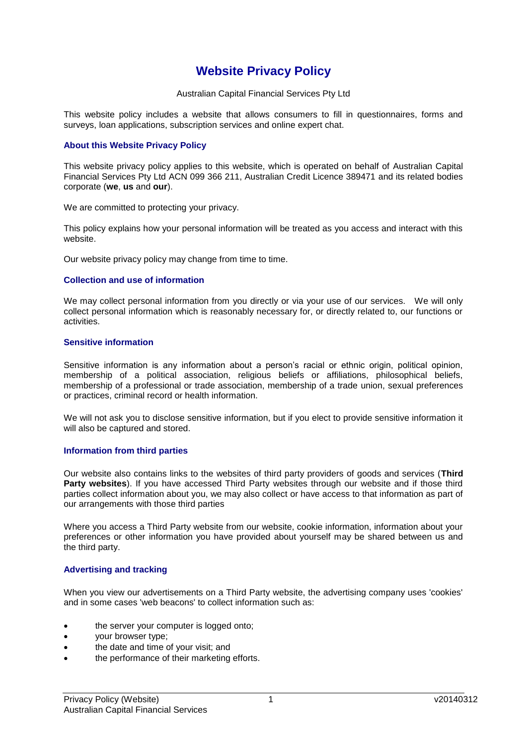# Website Privacy Policy

Australian Capital Financial Services Pty Ltd

This website policy includes a website that allows consumers to fill in questionnaires, forms and surveys, loan applications, subscription services and online expert chat.

## About this Website Privacy Policy

This website privacy policy applies to this website, which is operated on behalf of Australian Capital Financial Services Pty Ltd ACN 099 366 211, Australian Credit Licence 389471 and its related bodies corporate (**we**, **us** and **our**).

We are committed to protecting your privacy.

This policy explains how your personal information will be treated as you access and interact with this website.

Our website privacy policy may change from time to time.

## Collection and use of information

We may collect personal information from you directly or via your use of our services. We will only collect personal information which is reasonably necessary for, or directly related to, our functions or activities.

## Sensitive information

Sensitive information is any information about a person's racial or ethnic origin, political opinion, membership of a political association, religious beliefs or affiliations, philosophical beliefs, membership of a professional or trade association, membership of a trade union, sexual preferences or practices, criminal record or health information.

We will not ask you to disclose sensitive information, but if you elect to provide sensitive information it will also be captured and stored.

## Information from third parties

Our website also contains links to the websites of third party providers of goods and services (**Third Party websites**). If you have accessed Third Party websites through our website and if those third parties collect information about you, we may also collect or have access to that information as part of our arrangements with those third parties

Where you access a Third Party website from our website, cookie information, information about your preferences or other information you have provided about yourself may be shared between us and the third party.

## Advertising and tracking

When you view our advertisements on a Third Party website, the advertising company uses 'cookies' and in some cases 'web beacons' to collect information such as:

- the server your computer is logged onto;
- your browser type;
- the date and time of your visit; and
- the performance of their marketing efforts.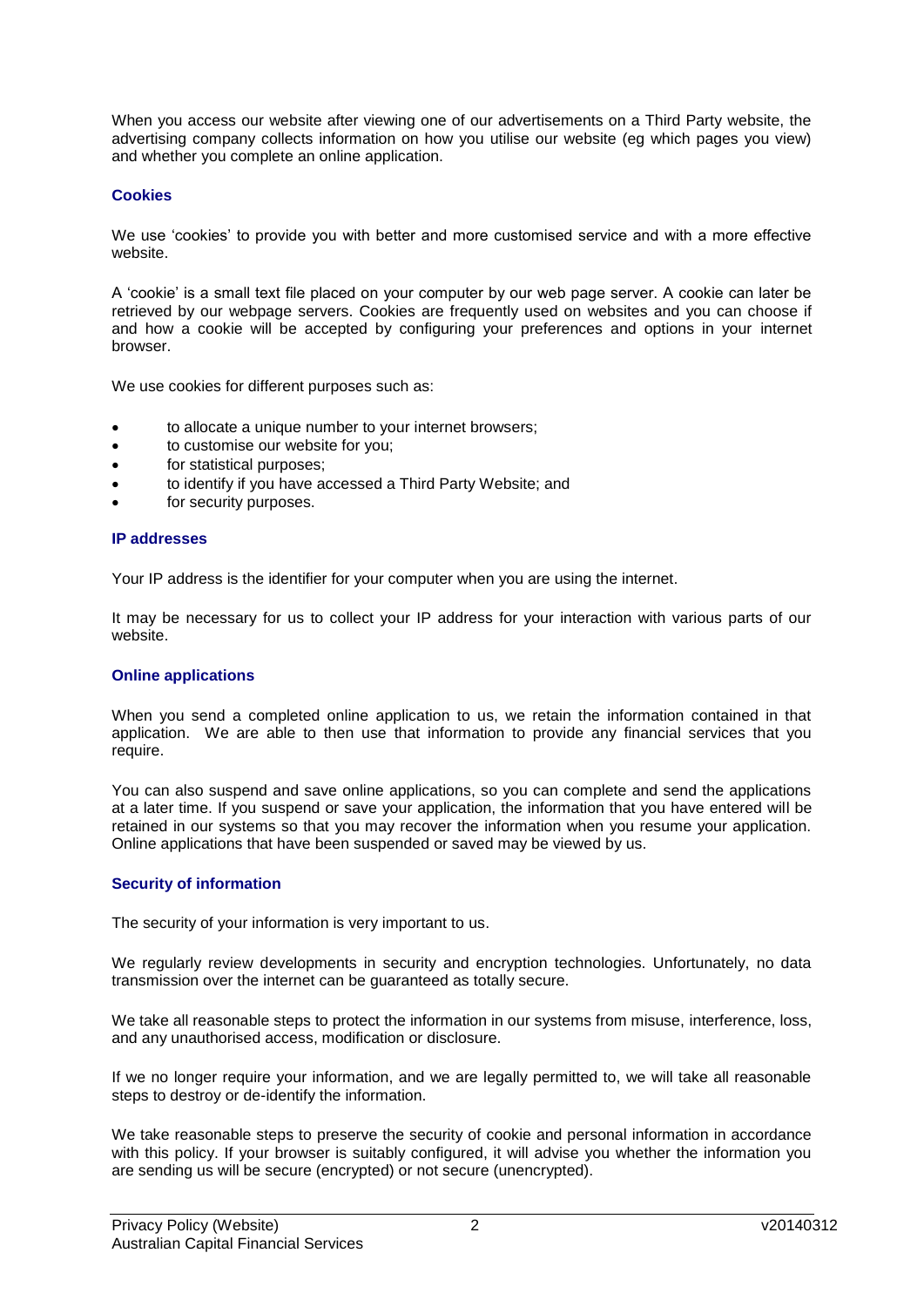When you access our website after viewing one of our advertisements on a Third Party website, the advertising company collects information on how you utilise our website (eg which pages you view) and whether you complete an online application.

### Cookies

We use 'cookies' to provide you with better and more customised service and with a more effective website.

A 'cookie' is a small text file placed on your computer by our web page server. A cookie can later be retrieved by our webpage servers. Cookies are frequently used on websites and you can choose if and how a cookie will be accepted by configuring your preferences and options in your internet browser.

We use cookies for different purposes such as:

- to allocate a unique number to your internet browsers;
- to customise our website for you;
- for statistical purposes;
- to identify if you have accessed a Third Party Website; and
- for security purposes.

### IP addresses

Your IP address is the identifier for your computer when you are using the internet.

It may be necessary for us to collect your IP address for your interaction with various parts of our website.

### Online applications

When you send a completed online application to us, we retain the information contained in that application. We are able to then use that information to provide any financial services that you require.

You can also suspend and save online applications, so you can complete and send the applications at a later time. If you suspend or save your application, the information that you have entered will be retained in our systems so that you may recover the information when you resume your application. Online applications that have been suspended or saved may be viewed by us.

### Security of information

The security of your information is very important to us.

We regularly review developments in security and encryption technologies. Unfortunately, no data transmission over the internet can be guaranteed as totally secure.

We take all reasonable steps to protect the information in our systems from misuse, interference, loss, and any unauthorised access, modification or disclosure.

If we no longer require your information, and we are legally permitted to, we will take all reasonable steps to destroy or de-identify the information.

We take reasonable steps to preserve the security of cookie and personal information in accordance with this policy. If your browser is suitably configured, it will advise you whether the information you are sending us will be secure (encrypted) or not secure (unencrypted).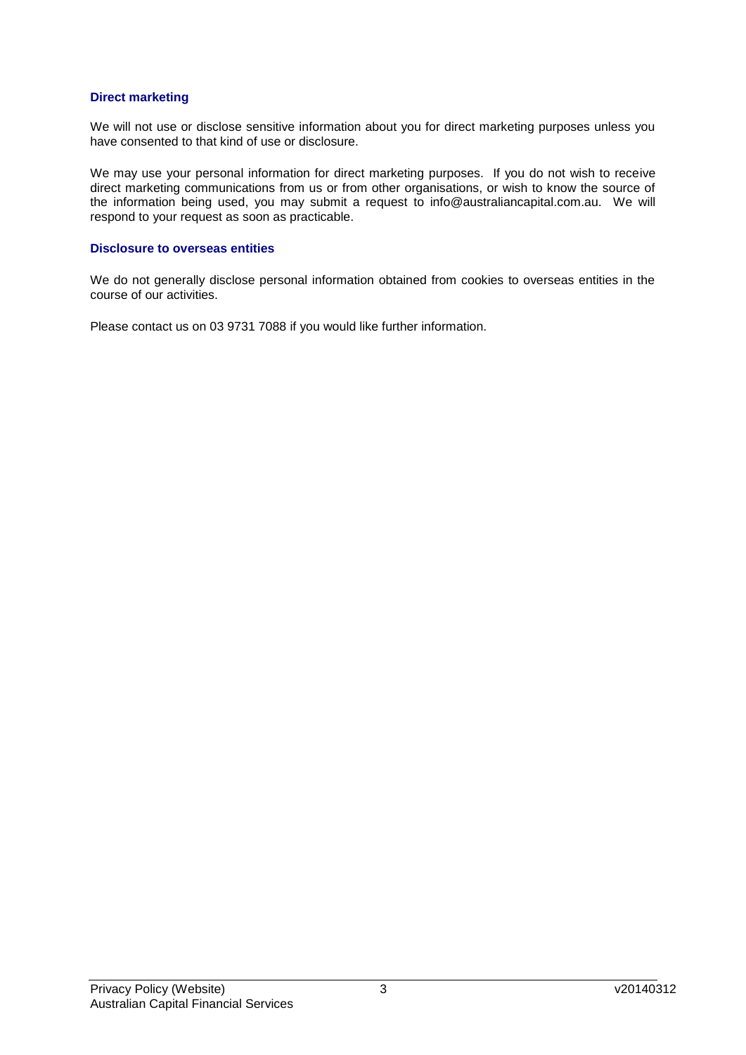### Direct marketing

We will not use or disclose sensitive information about you for direct marketing purposes unless you have consented to that kind of use or disclosure.

We may use your personal information for direct marketing purposes. If you do not wish to receive direct marketing communications from us or from other organisations, or wish to know the source of the information being used, you may submit a request to info@australiancapital.com.au. We will respond to your request as soon as practicable.

### Disclosure to overseas entities

We do not generally disclose personal information obtained from cookies to overseas entities in the course of our activities.

Please contact us on 03 9731 7088 if you would like further information.